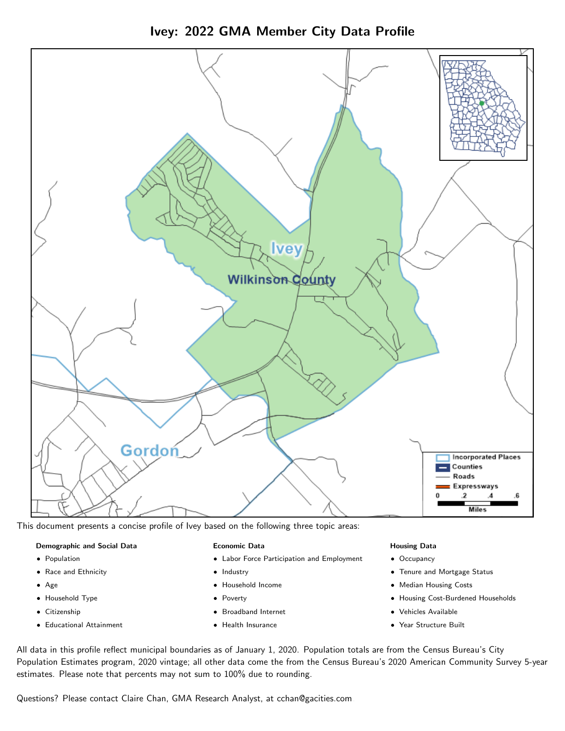# Ivey: 2022 GMA Member City Data Profile

This document presents a concise profile of Ivey based on the following three topic areas:

**Demographic and Social Data**

- Population
- Race and Ethnicity
- Age
- Household Type
- Citizenship
- Educational Attainment

**Economic Data**

- Labor Force Participation and Employment
- Industry
- Household Income
- Poverty
- Broadband Internet
- Health Insurance

**Housing Data**

- Occupancy
- Tenure and Mortgage Status
- Median Housing Costs
- Housing Cost-Burdened Households
- Vehicles Available
- Year Structure Built

All data in this profile reflect municipal boundaries as of January 1, 2020. Population totals are from the Census Bureau's City Population Estimates program, 2020 vintage; all other data come the from the Census Bureau's 2020 American Community Survey 5-year estimates. Please note that percents may not sum to 100% due to rounding.

Questions? Please contact Claire Chan, GMA Research Analyst, at cchan@gacities.com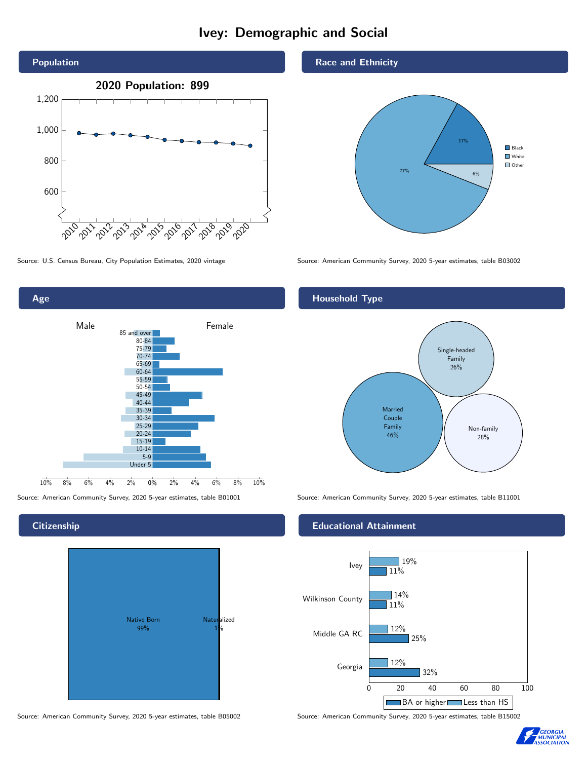# Ivey: Demographic and Social

## Population

**2020 Population: 899**

Source: U.S. Census Bureau, City Population Estimates, 2020 vintage

## Race and Ethnicity

| Race | Percent |
|---|---|
| Black | 17% |
| White | 77% |
| Other | 6% |

Source: American Community Survey, 2020 5-year estimates, table B03002

## Age

Source: American Community Survey, 2020 5-year estimates, table B01001

## Household Type

| Household Type | Percent |
|---|---|
| Married Couple Family | 46% |
| Single-headed Family | 26% |
| Non-family | 28% |

Source: American Community Survey, 2020 5-year estimates, table B11001

## Citizenship

| Citizenship | Percent |
|---|---|
| Native Born | 99% |
| Naturalized | 1% |

Source: American Community Survey, 2020 5-year estimates, table B05002

## Educational Attainment

| Area | Less than HS | BA or higher |
|---|---|---|
| Ivey | 19% | 11% |
| Wilkinson County | 14% | 11% |
| Middle GA RC | 12% | 25% |
| Georgia | 12% | 32% |

Source: American Community Survey, 2020 5-year estimates, table B15002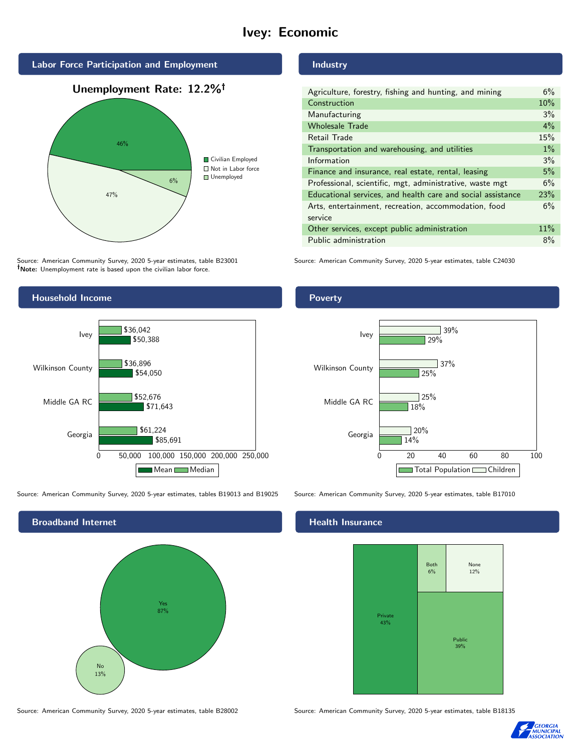# Ivey: Economic

## Labor Force Participation and Employment

**Unemployment Rate: 12.2%†**

| Category | Percent |
|---|---|
| Civilian Employed | 46% |
| Not in Labor force | 47% |
| Unemployed | 6% |

Source: American Community Survey, 2020 5-year estimates, table B23001
**†Note:** Unemployment rate is based upon the civilian labor force.

## Industry

| Industry | Percent |
|---|---|
| Agriculture, forestry, fishing and hunting, and mining | 6% |
| Construction | 10% |
| Manufacturing | 3% |
| Wholesale Trade | 4% |
| Retail Trade | 15% |
| Transportation and warehousing, and utilities | 1% |
| Information | 3% |
| Finance and insurance, real estate, rental, leasing | 5% |
| Professional, scientific, mgt, administrative, waste mgt | 6% |
| Educational services, and health care and social assistance | 23% |
| Arts, entertainment, recreation, accommodation, food service | 6% |
| Other services, except public administration | 11% |
| Public administration | 8% |

Source: American Community Survey, 2020 5-year estimates, table C24030

## Household Income

| Area | Median | Mean |
|---|---|---|
| Ivey | $36,042 | $50,388 |
| Wilkinson County | $36,896 | $54,050 |
| Middle GA RC | $52,676 | $71,643 |
| Georgia | $61,224 | $85,691 |

Source: American Community Survey, 2020 5-year estimates, tables B19013 and B19025

## Poverty

| Area | Children | Total Population |
|---|---|---|
| Ivey | 39% | 29% |
| Wilkinson County | 37% | 25% |
| Middle GA RC | 25% | 18% |
| Georgia | 20% | 14% |

Source: American Community Survey, 2020 5-year estimates, table B17010

## Broadband Internet

| Response | Percent |
|---|---|
| Yes | 87% |
| No | 13% |

Source: American Community Survey, 2020 5-year estimates, table B28002

## Health Insurance

| Type | Percent |
|---|---|
| Private | 43% |
| Public | 39% |
| Both | 6% |
| None | 12% |

Source: American Community Survey, 2020 5-year estimates, table B18135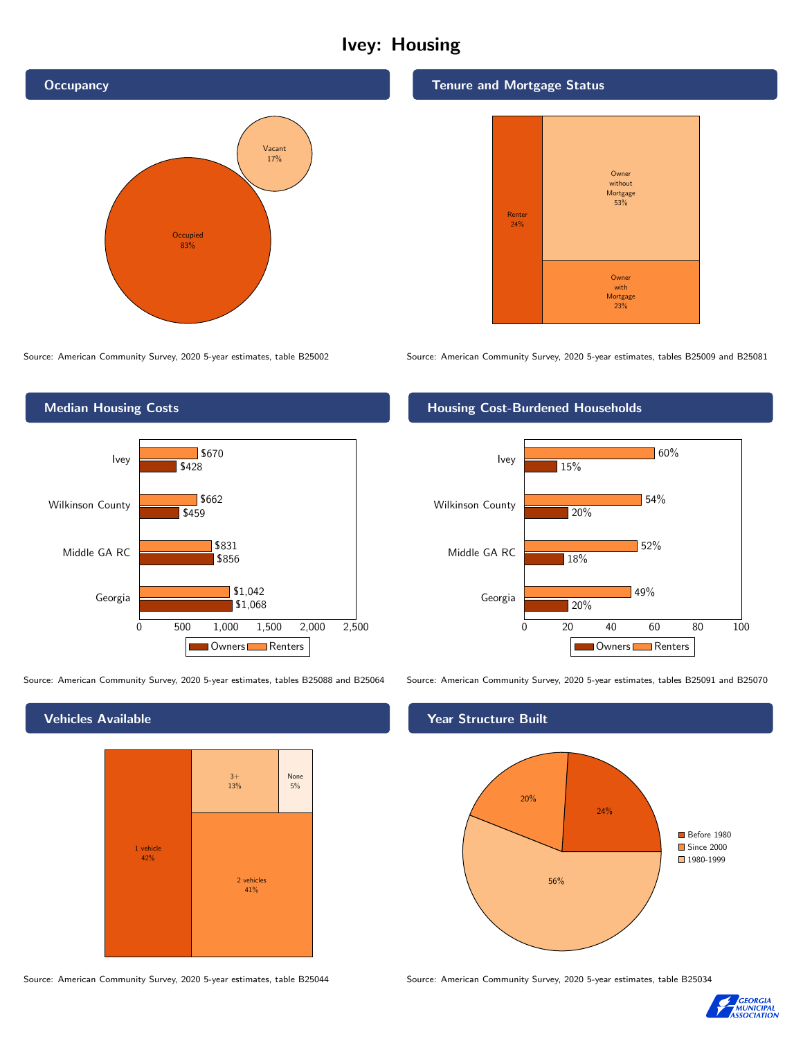# Ivey: Housing

## Occupancy

Vacant
17%

Occupied
83%

Source: American Community Survey, 2020 5-year estimates, table B25002

## Tenure and Mortgage Status

Renter
24%

Owner
without
Mortgage
53%

Owner
with
Mortgage
23%

Source: American Community Survey, 2020 5-year estimates, tables B25009 and B25081

## Median Housing Costs

Ivey
$670
$428

Wilkinson County
$662
$459

Middle GA RC
$831
$856

Georgia
$1,042
$1,068

0 500 1,000 1,500 2,000 2,500

Owners Renters

Source: American Community Survey, 2020 5-year estimates, tables B25088 and B25064

## Housing Cost-Burdened Households

Ivey
60%
15%

Wilkinson County
54%
20%

Middle GA RC
52%
18%

Georgia
49%
20%

0 20 40 60 80 100

Owners Renters

Source: American Community Survey, 2020 5-year estimates, tables B25091 and B25070

## Vehicles Available

1 vehicle
42%

3+
13%

None
5%

2 vehicles
41%

Source: American Community Survey, 2020 5-year estimates, table B25044

## Year Structure Built

24%
20%
56%

Before 1980
Since 2000
1980-1999

Source: American Community Survey, 2020 5-year estimates, table B25034

GEORGIA MUNICIPAL ASSOCIATION